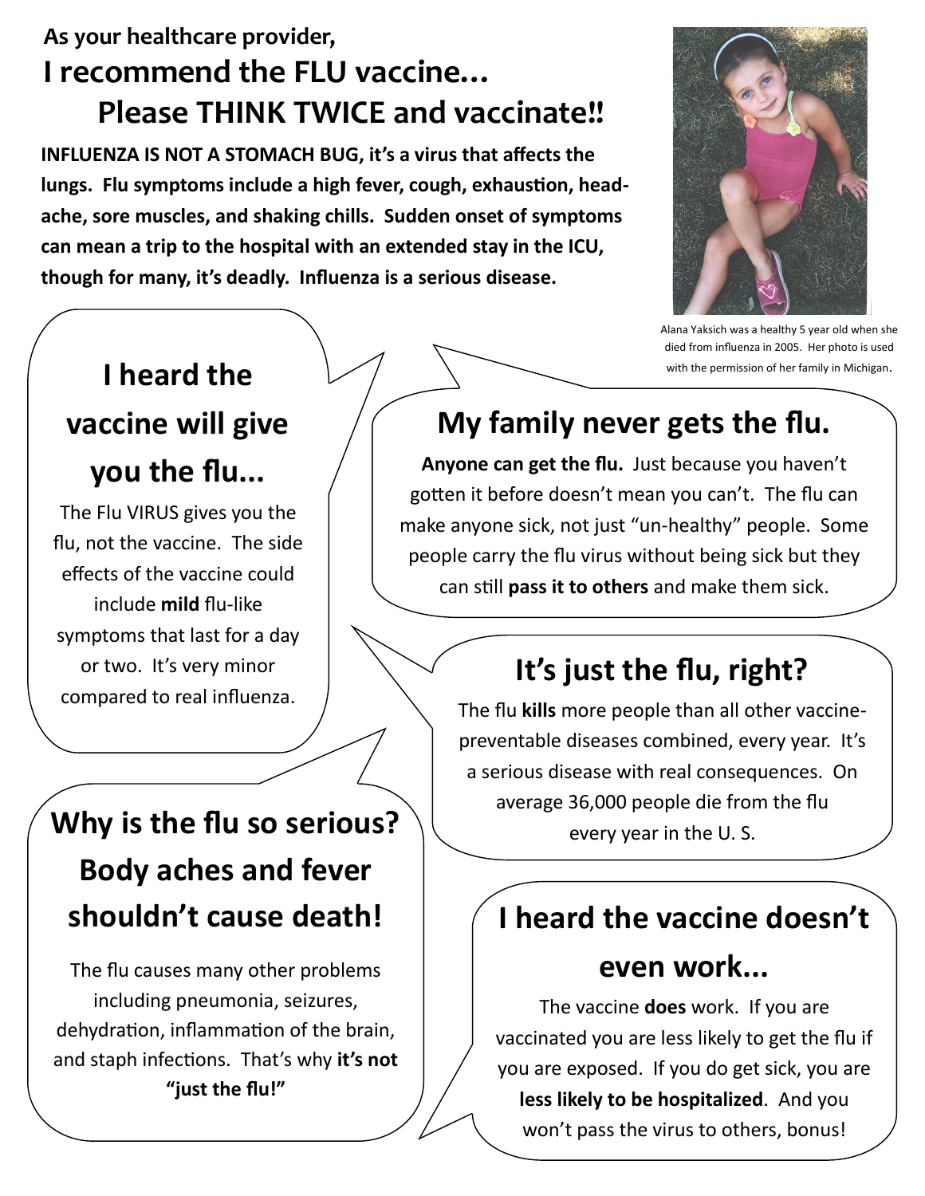**As your healthcare provider,**

# I recommend the FLU vaccine… Please THINK TWICE and vaccinate!!

**INFLUENZA IS NOT A STOMACH BUG, it's a virus that affects the lungs. Flu symptoms include a high fever, cough, exhaustion, headache, sore muscles, and shaking chills. Sudden onset of symptoms can mean a trip to the hospital with an extended stay in the ICU, though for many, it's deadly. Influenza is a serious disease.**

Alana Yaksich was a healthy 5 year old when she died from influenza in 2005. Her photo is used with the permission of her family in Michigan.

## I heard the vaccine will give you the flu...

The Flu VIRUS gives you the flu, not the vaccine. The side effects of the vaccine could include **mild** flu-like symptoms that last for a day or two. It's very minor compared to real influenza.

## My family never gets the flu.

**Anyone can get the flu.** Just because you haven't gotten it before doesn't mean you can't. The flu can make anyone sick, not just "un-healthy" people. Some people carry the flu virus without being sick but they can still **pass it to others** and make them sick.

## It's just the flu, right?

The flu **kills** more people than all other vaccine-preventable diseases combined, every year. It's a serious disease with real consequences. On average 36,000 people die from the flu every year in the U. S.

## Why is the flu so serious? Body aches and fever shouldn't cause death!

The flu causes many other problems including pneumonia, seizures, dehydration, inflammation of the brain, and staph infections. That's why **it's not "just the flu!"**

## I heard the vaccine doesn't even work...

The vaccine **does** work. If you are vaccinated you are less likely to get the flu if you are exposed. If you do get sick, you are **less likely to be hospitalized**. And you won't pass the virus to others, bonus!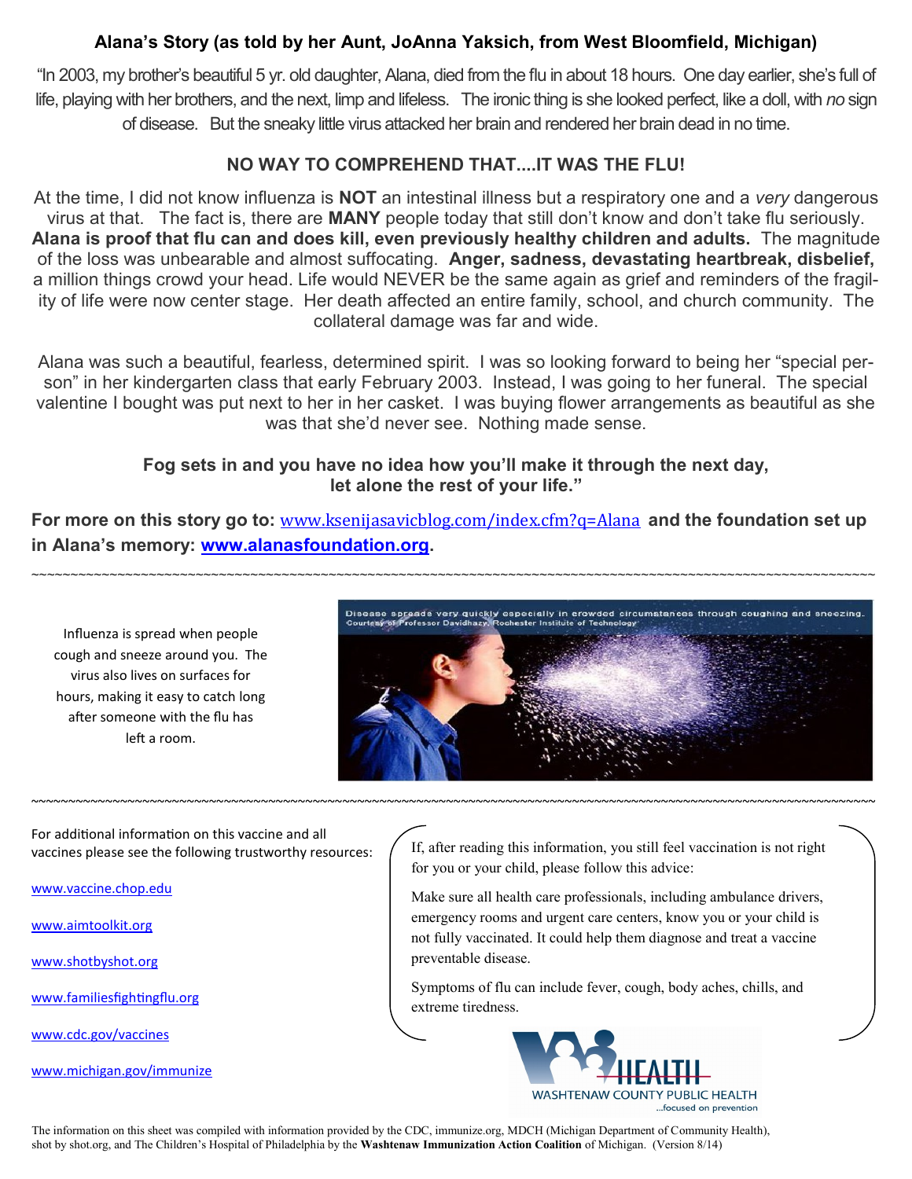## Alana's Story (as told by her Aunt, JoAnna Yaksich, from West Bloomfield, Michigan)

"In 2003, my brother's beautiful 5 yr. old daughter, Alana, died from the flu in about 18 hours. One day earlier, she's full of life, playing with her brothers, and the next, limp and lifeless. The ironic thing is she looked perfect, like a doll, with *no* sign of disease. But the sneaky little virus attacked her brain and rendered her brain dead in no time.

**NO WAY TO COMPREHEND THAT....IT WAS THE FLU!**

At the time, I did not know influenza is **NOT** an intestinal illness but a respiratory one and a *very* dangerous virus at that. The fact is, there are **MANY** people today that still don't know and don't take flu seriously. **Alana is proof that flu can and does kill, even previously healthy children and adults.** The magnitude of the loss was unbearable and almost suffocating. **Anger, sadness, devastating heartbreak, disbelief,** a million things crowd your head. Life would NEVER be the same again as grief and reminders of the fragility of life were now center stage. Her death affected an entire family, school, and church community. The collateral damage was far and wide.

Alana was such a beautiful, fearless, determined spirit. I was so looking forward to being her "special person" in her kindergarten class that early February 2003. Instead, I was going to her funeral. The special valentine I bought was put next to her in her casket. I was buying flower arrangements as beautiful as she was that she'd never see. Nothing made sense.

**Fog sets in and you have no idea how you'll make it through the next day, let alone the rest of your life."**

**For more on this story go to:** www.ksenijasavicblog.com/index.cfm?q=Alana **and the foundation set up in Alana's memory: www.alanasfoundation.org.**

---

Influenza is spread when people cough and sneeze around you. The virus also lives on surfaces for hours, making it easy to catch long after someone with the flu has left a room.

Disease spreads very quickly especially in crowded circumstances through coughing and sneezing. Courtesy of Professor Davidhazy, Rochester Institute of Technology

---

For additional information on this vaccine and all vaccines please see the following trustworthy resources:

www.vaccine.chop.edu

www.aimtoolkit.org

www.shotbyshot.org

www.familiesfightingflu.org

www.cdc.gov/vaccines

www.michigan.gov/immunize

If, after reading this information, you still feel vaccination is not right for you or your child, please follow this advice:

Make sure all health care professionals, including ambulance drivers, emergency rooms and urgent care centers, know you or your child is not fully vaccinated. It could help them diagnose and treat a vaccine preventable disease.

Symptoms of flu can include fever, cough, body aches, chills, and extreme tiredness.

HEALTH
WASHTENAW COUNTY PUBLIC HEALTH
...focused on prevention

The information on this sheet was compiled with information provided by the CDC, immunize.org, MDCH (Michigan Department of Community Health), shot by shot.org, and The Children's Hospital of Philadelphia by the **Washtenaw Immunization Action Coalition** of Michigan. (Version 8/14)